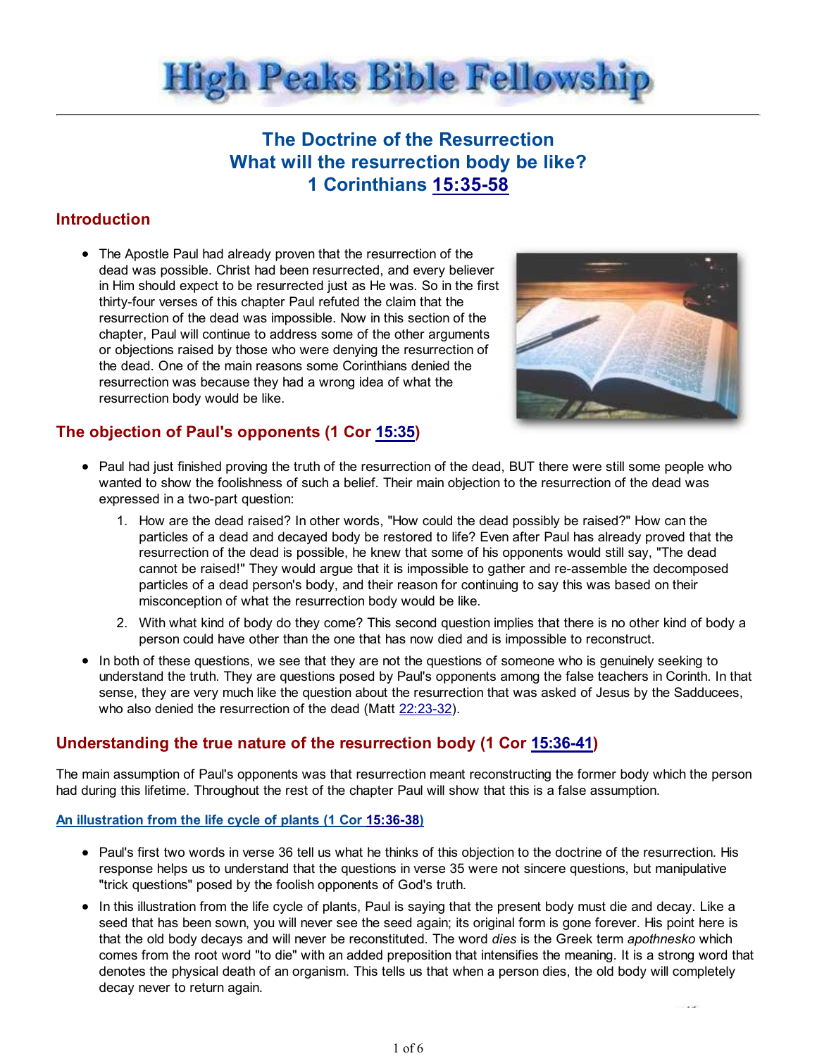# High Peaks Bible Fellowship

## The Doctrine of the Resurrection
## What will the resurrection body be like?
## 1 Corinthians 15:35-58

### Introduction

- The Apostle Paul had already proven that the resurrection of the dead was possible. Christ had been resurrected, and every believer in Him should expect to be resurrected just as He was. So in the first thirty-four verses of this chapter Paul refuted the claim that the resurrection of the dead was impossible. Now in this section of the chapter, Paul will continue to address some of the other arguments or objections raised by those who were denying the resurrection of the dead. One of the main reasons some Corinthians denied the resurrection was because they had a wrong idea of what the resurrection body would be like.

### The objection of Paul's opponents (1 Cor 15:35)

- Paul had just finished proving the truth of the resurrection of the dead, BUT there were still some people who wanted to show the foolishness of such a belief. Their main objection to the resurrection of the dead was expressed in a two-part question:
  1. How are the dead raised? In other words, "How could the dead possibly be raised?" How can the particles of a dead and decayed body be restored to life? Even after Paul has already proved that the resurrection of the dead is possible, he knew that some of his opponents would still say, "The dead cannot be raised!" They would argue that it is impossible to gather and re-assemble the decomposed particles of a dead person's body, and their reason for continuing to say this was based on their misconception of what the resurrection body would be like.
  2. With what kind of body do they come? This second question implies that there is no other kind of body a person could have other than the one that has now died and is impossible to reconstruct.
- In both of these questions, we see that they are not the questions of someone who is genuinely seeking to understand the truth. They are questions posed by Paul's opponents among the false teachers in Corinth. In that sense, they are very much like the question about the resurrection that was asked of Jesus by the Sadducees, who also denied the resurrection of the dead (Matt 22:23-32).

### Understanding the true nature of the resurrection body (1 Cor 15:36-41)

The main assumption of Paul's opponents was that resurrection meant reconstructing the former body which the person had during this lifetime. Throughout the rest of the chapter Paul will show that this is a false assumption.

#### An illustration from the life cycle of plants (1 Cor 15:36-38)

- Paul's first two words in verse 36 tell us what he thinks of this objection to the doctrine of the resurrection. His response helps us to understand that the questions in verse 35 were not sincere questions, but manipulative "trick questions" posed by the foolish opponents of God's truth.
- In this illustration from the life cycle of plants, Paul is saying that the present body must die and decay. Like a seed that has been sown, you will never see the seed again; its original form is gone forever. His point here is that the old body decays and will never be reconstituted. The word *dies* is the Greek term *apothnesko* which comes from the root word "to die" with an added preposition that intensifies the meaning. It is a strong word that denotes the physical death of an organism. This tells us that when a person dies, the old body will completely decay never to return again.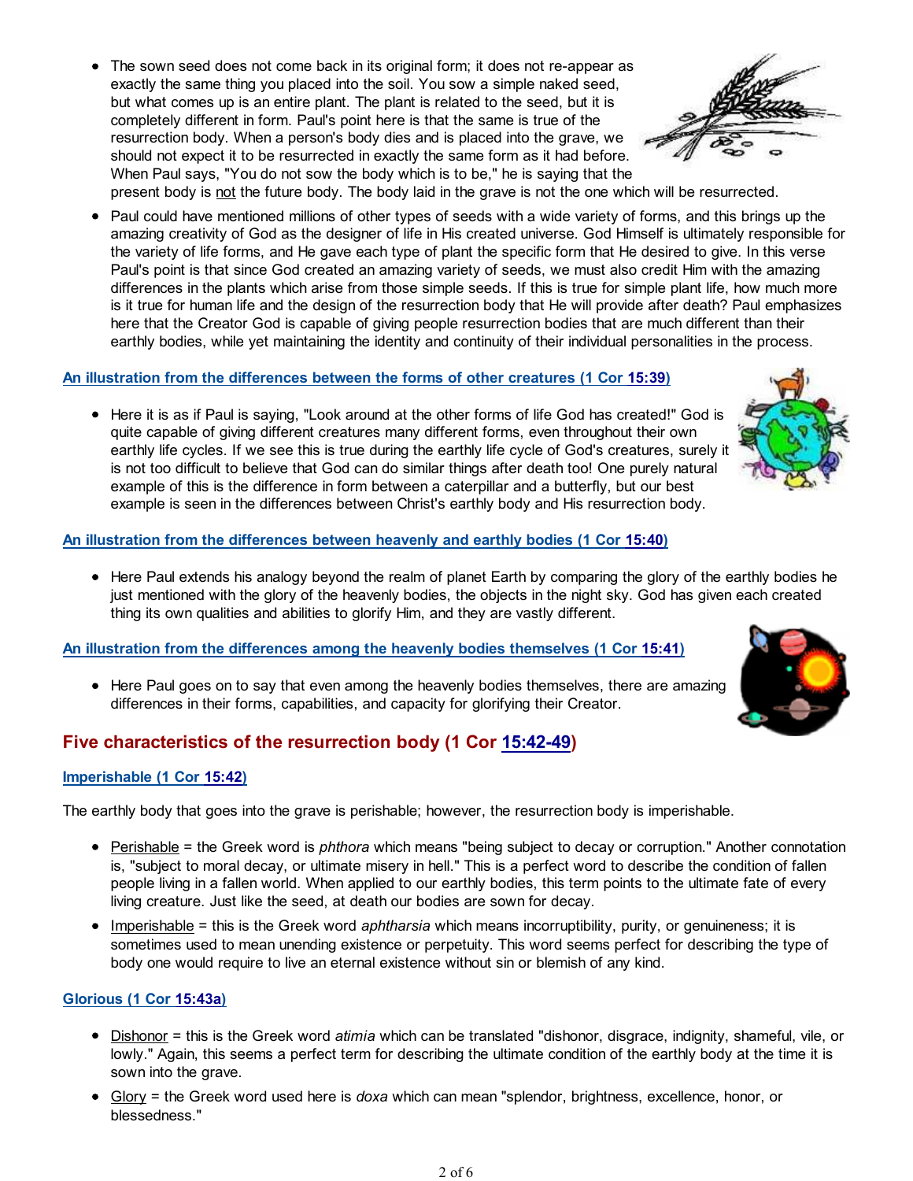- The sown seed does not come back in its original form; it does not re-appear as exactly the same thing you placed into the soil. You sow a simple naked seed, but what comes up is an entire plant. The plant is related to the seed, but it is completely different in form. Paul's point here is that the same is true of the resurrection body. When a person's body dies and is placed into the grave, we should not expect it to be resurrected in exactly the same form as it had before. When Paul says, "You do not sow the body which is to be," he is saying that the present body is not the future body. The body laid in the grave is not the one which will be resurrected.
- Paul could have mentioned millions of other types of seeds with a wide variety of forms, and this brings up the amazing creativity of God as the designer of life in His created universe. God Himself is ultimately responsible for the variety of life forms, and He gave each type of plant the specific form that He desired to give. In this verse Paul's point is that since God created an amazing variety of seeds, we must also credit Him with the amazing differences in the plants which arise from those simple seeds. If this is true for simple plant life, how much more is it true for human life and the design of the resurrection body that He will provide after death? Paul emphasizes here that the Creator God is capable of giving people resurrection bodies that are much different than their earthly bodies, while yet maintaining the identity and continuity of their individual personalities in the process.

#### An illustration from the differences between the forms of other creatures (1 Cor 15:39)

- Here it is as if Paul is saying, "Look around at the other forms of life God has created!" God is quite capable of giving different creatures many different forms, even throughout their own earthly life cycles. If we see this is true during the earthly life cycle of God's creatures, surely it is not too difficult to believe that God can do similar things after death too! One purely natural example of this is the difference in form between a caterpillar and a butterfly, but our best example is seen in the differences between Christ's earthly body and His resurrection body.

#### An illustration from the differences between heavenly and earthly bodies (1 Cor 15:40)

- Here Paul extends his analogy beyond the realm of planet Earth by comparing the glory of the earthly bodies he just mentioned with the glory of the heavenly bodies, the objects in the night sky. God has given each created thing its own qualities and abilities to glorify Him, and they are vastly different.

#### An illustration from the differences among the heavenly bodies themselves (1 Cor 15:41)

- Here Paul goes on to say that even among the heavenly bodies themselves, there are amazing differences in their forms, capabilities, and capacity for glorifying their Creator.

## Five characteristics of the resurrection body (1 Cor 15:42-49)

#### Imperishable (1 Cor 15:42)

The earthly body that goes into the grave is perishable; however, the resurrection body is imperishable.

- Perishable = the Greek word is *phthora* which means "being subject to decay or corruption." Another connotation is, "subject to moral decay, or ultimate misery in hell." This is a perfect word to describe the condition of fallen people living in a fallen world. When applied to our earthly bodies, this term points to the ultimate fate of every living creature. Just like the seed, at death our bodies are sown for decay.
- Imperishable = this is the Greek word *aphtharsia* which means incorruptibility, purity, or genuineness; it is sometimes used to mean unending existence or perpetuity. This word seems perfect for describing the type of body one would require to live an eternal existence without sin or blemish of any kind.

#### Glorious (1 Cor 15:43a)

- Dishonor = this is the Greek word *atimia* which can be translated "dishonor, disgrace, indignity, shameful, vile, or lowly." Again, this seems a perfect term for describing the ultimate condition of the earthly body at the time it is sown into the grave.
- Glory = the Greek word used here is *doxa* which can mean "splendor, brightness, excellence, honor, or blessedness."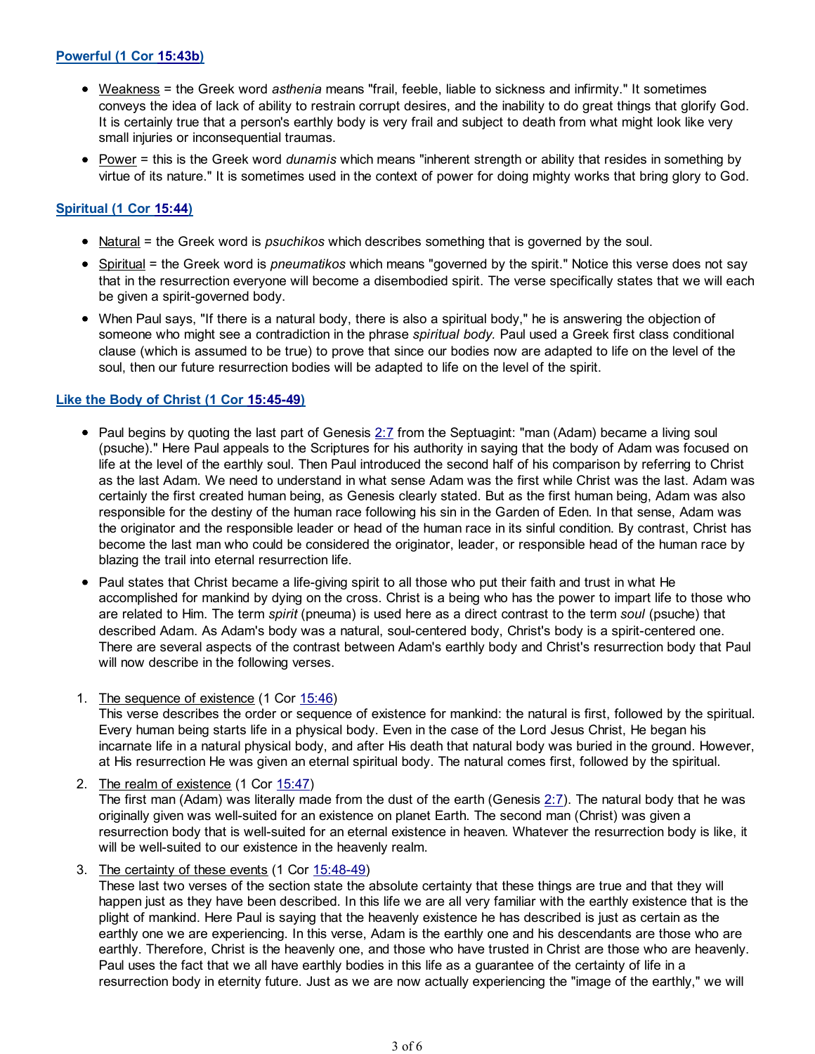### Powerful (1 Cor 15:43b)

- Weakness = the Greek word *asthenia* means "frail, feeble, liable to sickness and infirmity." It sometimes conveys the idea of lack of ability to restrain corrupt desires, and the inability to do great things that glorify God. It is certainly true that a person's earthly body is very frail and subject to death from what might look like very small injuries or inconsequential traumas.
- Power = this is the Greek word *dunamis* which means "inherent strength or ability that resides in something by virtue of its nature." It is sometimes used in the context of power for doing mighty works that bring glory to God.

### Spiritual (1 Cor 15:44)

- Natural = the Greek word is *psuchikos* which describes something that is governed by the soul.
- Spiritual = the Greek word is *pneumatikos* which means "governed by the spirit." Notice this verse does not say that in the resurrection everyone will become a disembodied spirit. The verse specifically states that we will each be given a spirit-governed body.
- When Paul says, "If there is a natural body, there is also a spiritual body," he is answering the objection of someone who might see a contradiction in the phrase *spiritual body.* Paul used a Greek first class conditional clause (which is assumed to be true) to prove that since our bodies now are adapted to life on the level of the soul, then our future resurrection bodies will be adapted to life on the level of the spirit.

### Like the Body of Christ (1 Cor 15:45-49)

- Paul begins by quoting the last part of Genesis 2:7 from the Septuagint: "man (Adam) became a living soul (psuche)." Here Paul appeals to the Scriptures for his authority in saying that the body of Adam was focused on life at the level of the earthly soul. Then Paul introduced the second half of his comparison by referring to Christ as the last Adam. We need to understand in what sense Adam was the first while Christ was the last. Adam was certainly the first created human being, as Genesis clearly stated. But as the first human being, Adam was also responsible for the destiny of the human race following his sin in the Garden of Eden. In that sense, Adam was the originator and the responsible leader or head of the human race in its sinful condition. By contrast, Christ has become the last man who could be considered the originator, leader, or responsible head of the human race by blazing the trail into eternal resurrection life.
- Paul states that Christ became a life-giving spirit to all those who put their faith and trust in what He accomplished for mankind by dying on the cross. Christ is a being who has the power to impart life to those who are related to Him. The term *spirit* (pneuma) is used here as a direct contrast to the term *soul* (psuche) that described Adam. As Adam's body was a natural, soul-centered body, Christ's body is a spirit-centered one. There are several aspects of the contrast between Adam's earthly body and Christ's resurrection body that Paul will now describe in the following verses.

1. The sequence of existence (1 Cor 15:46)
   This verse describes the order or sequence of existence for mankind: the natural is first, followed by the spiritual. Every human being starts life in a physical body. Even in the case of the Lord Jesus Christ, He began his incarnate life in a natural physical body, and after His death that natural body was buried in the ground. However, at His resurrection He was given an eternal spiritual body. The natural comes first, followed by the spiritual.
2. The realm of existence (1 Cor 15:47)
   The first man (Adam) was literally made from the dust of the earth (Genesis 2:7). The natural body that he was originally given was well-suited for an existence on planet Earth. The second man (Christ) was given a resurrection body that is well-suited for an eternal existence in heaven. Whatever the resurrection body is like, it will be well-suited to our existence in the heavenly realm.
3. The certainty of these events (1 Cor 15:48-49)
   These last two verses of the section state the absolute certainty that these things are true and that they will happen just as they have been described. In this life we are all very familiar with the earthly existence that is the plight of mankind. Here Paul is saying that the heavenly existence he has described is just as certain as the earthly one we are experiencing. In this verse, Adam is the earthly one and his descendants are those who are earthly. Therefore, Christ is the heavenly one, and those who have trusted in Christ are those who are heavenly. Paul uses the fact that we all have earthly bodies in this life as a guarantee of the certainty of life in a resurrection body in eternity future. Just as we are now actually experiencing the "image of the earthly," we will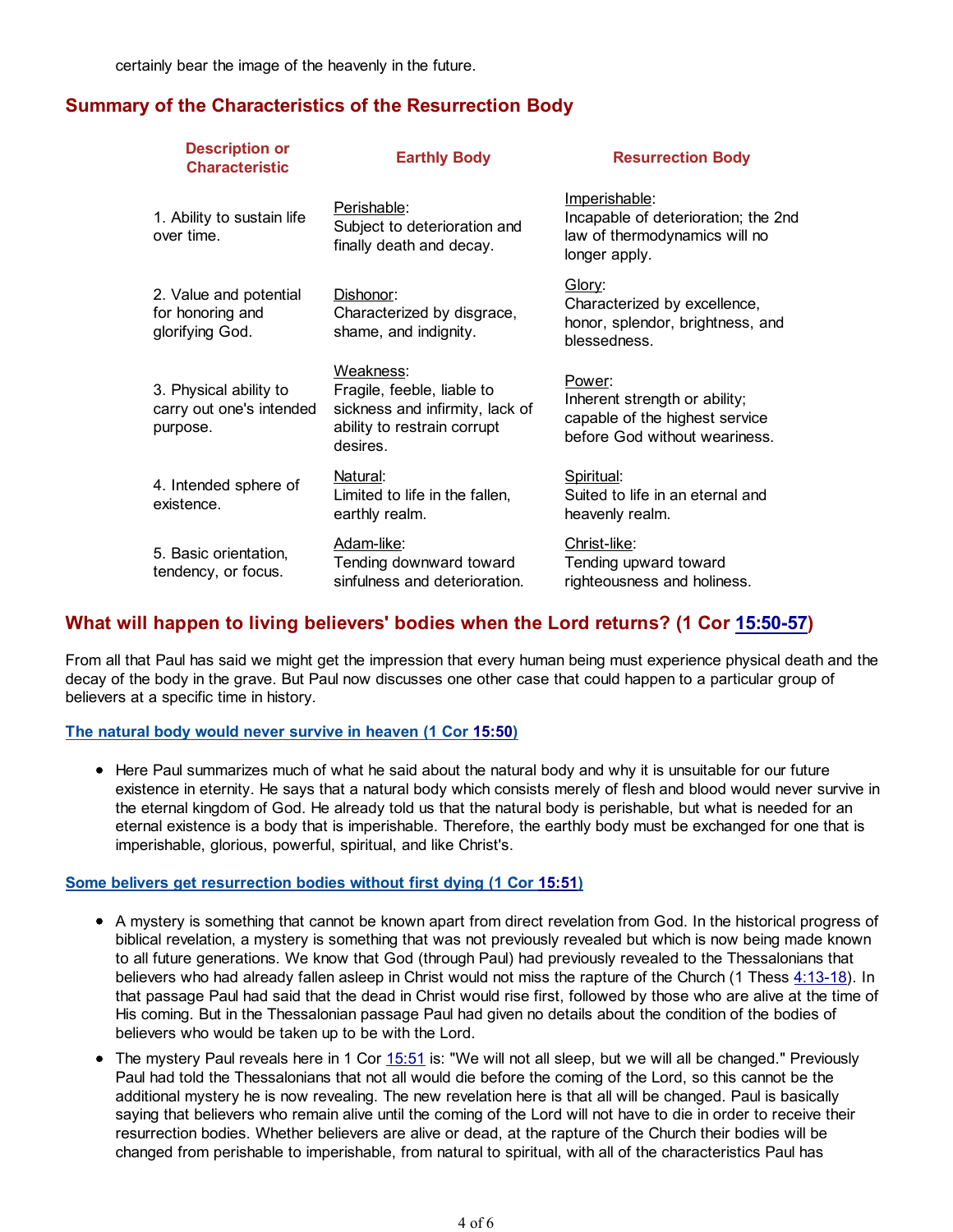certainly bear the image of the heavenly in the future.

## Summary of the Characteristics of the Resurrection Body

| Description or Characteristic | Earthly Body | Resurrection Body |
|---|---|---|
| 1. Ability to sustain life over time. | Perishable: Subject to deterioration and finally death and decay. | Imperishable: Incapable of deterioration; the 2nd law of thermodynamics will no longer apply. |
| 2. Value and potential for honoring and glorifying God. | Dishonor: Characterized by disgrace, shame, and indignity. | Glory: Characterized by excellence, honor, splendor, brightness, and blessedness. |
| 3. Physical ability to carry out one's intended purpose. | Weakness: Fragile, feeble, liable to sickness and infirmity, lack of ability to restrain corrupt desires. | Power: Inherent strength or ability; capable of the highest service before God without weariness. |
| 4. Intended sphere of existence. | Natural: Limited to life in the fallen, earthly realm. | Spiritual: Suited to life in an eternal and heavenly realm. |
| 5. Basic orientation, tendency, or focus. | Adam-like: Tending downward toward sinfulness and deterioration. | Christ-like: Tending upward toward righteousness and holiness. |

## What will happen to living believers' bodies when the Lord returns? (1 Cor 15:50-57)

From all that Paul has said we might get the impression that every human being must experience physical death and the decay of the body in the grave. But Paul now discusses one other case that could happen to a particular group of believers at a specific time in history.

### The natural body would never survive in heaven (1 Cor 15:50)

- Here Paul summarizes much of what he said about the natural body and why it is unsuitable for our future existence in eternity. He says that a natural body which consists merely of flesh and blood would never survive in the eternal kingdom of God. He already told us that the natural body is perishable, but what is needed for an eternal existence is a body that is imperishable. Therefore, the earthly body must be exchanged for one that is imperishable, glorious, powerful, spiritual, and like Christ's.

### Some belivers get resurrection bodies without first dying (1 Cor 15:51)

- A mystery is something that cannot be known apart from direct revelation from God. In the historical progress of biblical revelation, a mystery is something that was not previously revealed but which is now being made known to all future generations. We know that God (through Paul) had previously revealed to the Thessalonians that believers who had already fallen asleep in Christ would not miss the rapture of the Church (1 Thess 4:13-18). In that passage Paul had said that the dead in Christ would rise first, followed by those who are alive at the time of His coming. But in the Thessalonian passage Paul had given no details about the condition of the bodies of believers who would be taken up to be with the Lord.
- The mystery Paul reveals here in 1 Cor 15:51 is: "We will not all sleep, but we will all be changed." Previously Paul had told the Thessalonians that not all would die before the coming of the Lord, so this cannot be the additional mystery he is now revealing. The new revelation here is that all will be changed. Paul is basically saying that believers who remain alive until the coming of the Lord will not have to die in order to receive their resurrection bodies. Whether believers are alive or dead, at the rapture of the Church their bodies will be changed from perishable to imperishable, from natural to spiritual, with all of the characteristics Paul has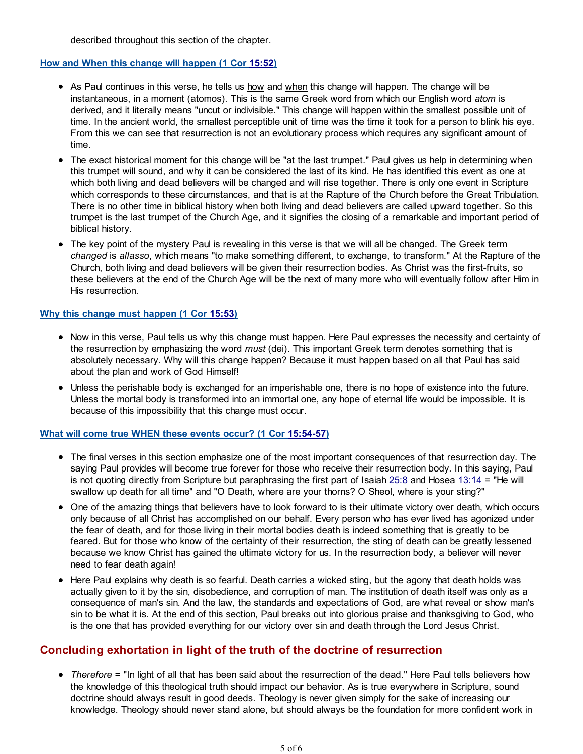described throughout this section of the chapter.

**How and When this change will happen (1 Cor 15:52)**

- As Paul continues in this verse, he tells us how and when this change will happen. The change will be instantaneous, in a moment (atomos). This is the same Greek word from which our English word *atom* is derived, and it literally means "uncut or indivisible." This change will happen within the smallest possible unit of time. In the ancient world, the smallest perceptible unit of time was the time it took for a person to blink his eye. From this we can see that resurrection is not an evolutionary process which requires any significant amount of time.
- The exact historical moment for this change will be "at the last trumpet." Paul gives us help in determining when this trumpet will sound, and why it can be considered the last of its kind. He has identified this event as one at which both living and dead believers will be changed and will rise together. There is only one event in Scripture which corresponds to these circumstances, and that is at the Rapture of the Church before the Great Tribulation. There is no other time in biblical history when both living and dead believers are called upward together. So this trumpet is the last trumpet of the Church Age, and it signifies the closing of a remarkable and important period of biblical history.
- The key point of the mystery Paul is revealing in this verse is that we will all be changed. The Greek term *changed* is *allasso*, which means "to make something different, to exchange, to transform." At the Rapture of the Church, both living and dead believers will be given their resurrection bodies. As Christ was the first-fruits, so these believers at the end of the Church Age will be the next of many more who will eventually follow after Him in His resurrection.

**Why this change must happen (1 Cor 15:53)**

- Now in this verse, Paul tells us why this change must happen. Here Paul expresses the necessity and certainty of the resurrection by emphasizing the word *must* (dei). This important Greek term denotes something that is absolutely necessary. Why will this change happen? Because it must happen based on all that Paul has said about the plan and work of God Himself!
- Unless the perishable body is exchanged for an imperishable one, there is no hope of existence into the future. Unless the mortal body is transformed into an immortal one, any hope of eternal life would be impossible. It is because of this impossibility that this change must occur.

**What will come true WHEN these events occur? (1 Cor 15:54-57)**

- The final verses in this section emphasize one of the most important consequences of that resurrection day. The saying Paul provides will become true forever for those who receive their resurrection body. In this saying, Paul is not quoting directly from Scripture but paraphrasing the first part of Isaiah 25:8 and Hosea 13:14 = "He will swallow up death for all time" and "O Death, where are your thorns? O Sheol, where is your sting?"
- One of the amazing things that believers have to look forward to is their ultimate victory over death, which occurs only because of all Christ has accomplished on our behalf. Every person who has ever lived has agonized under the fear of death, and for those living in their mortal bodies death is indeed something that is greatly to be feared. But for those who know of the certainty of their resurrection, the sting of death can be greatly lessened because we know Christ has gained the ultimate victory for us. In the resurrection body, a believer will never need to fear death again!
- Here Paul explains why death is so fearful. Death carries a wicked sting, but the agony that death holds was actually given to it by the sin, disobedience, and corruption of man. The institution of death itself was only as a consequence of man's sin. And the law, the standards and expectations of God, are what reveal or show man's sin to be what it is. At the end of this section, Paul breaks out into glorious praise and thanksgiving to God, who is the one that has provided everything for our victory over sin and death through the Lord Jesus Christ.

## Concluding exhortation in light of the truth of the doctrine of resurrection

- *Therefore* = "In light of all that has been said about the resurrection of the dead." Here Paul tells believers how the knowledge of this theological truth should impact our behavior. As is true everywhere in Scripture, sound doctrine should always result in good deeds. Theology is never given simply for the sake of increasing our knowledge. Theology should never stand alone, but should always be the foundation for more confident work in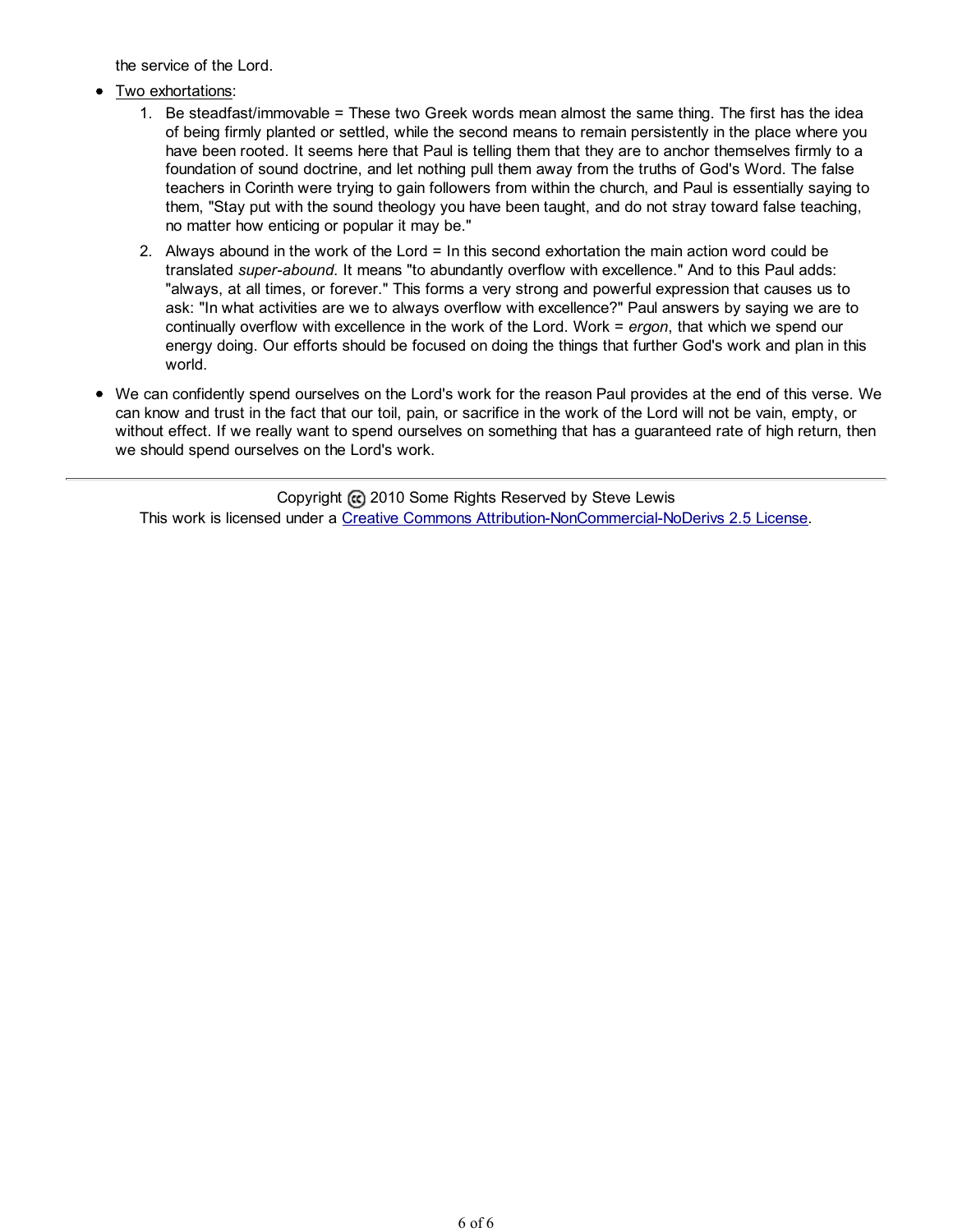the service of the Lord.

- Two exhortations:
    1. Be steadfast/immovable = These two Greek words mean almost the same thing. The first has the idea of being firmly planted or settled, while the second means to remain persistently in the place where you have been rooted. It seems here that Paul is telling them that they are to anchor themselves firmly to a foundation of sound doctrine, and let nothing pull them away from the truths of God's Word. The false teachers in Corinth were trying to gain followers from within the church, and Paul is essentially saying to them, "Stay put with the sound theology you have been taught, and do not stray toward false teaching, no matter how enticing or popular it may be."
    2. Always abound in the work of the Lord = In this second exhortation the main action word could be translated *super-abound*. It means "to abundantly overflow with excellence." And to this Paul adds: "always, at all times, or forever." This forms a very strong and powerful expression that causes us to ask: "In what activities are we to always overflow with excellence?" Paul answers by saying we are to continually overflow with excellence in the work of the Lord. Work = *ergon*, that which we spend our energy doing. Our efforts should be focused on doing the things that further God's work and plan in this world.
- We can confidently spend ourselves on the Lord's work for the reason Paul provides at the end of this verse. We can know and trust in the fact that our toil, pain, or sacrifice in the work of the Lord will not be vain, empty, or without effect. If we really want to spend ourselves on something that has a guaranteed rate of high return, then we should spend ourselves on the Lord's work.

---

Copyright (cc) 2010 Some Rights Reserved by Steve Lewis
This work is licensed under a Creative Commons Attribution-NonCommercial-NoDerivs 2.5 License.